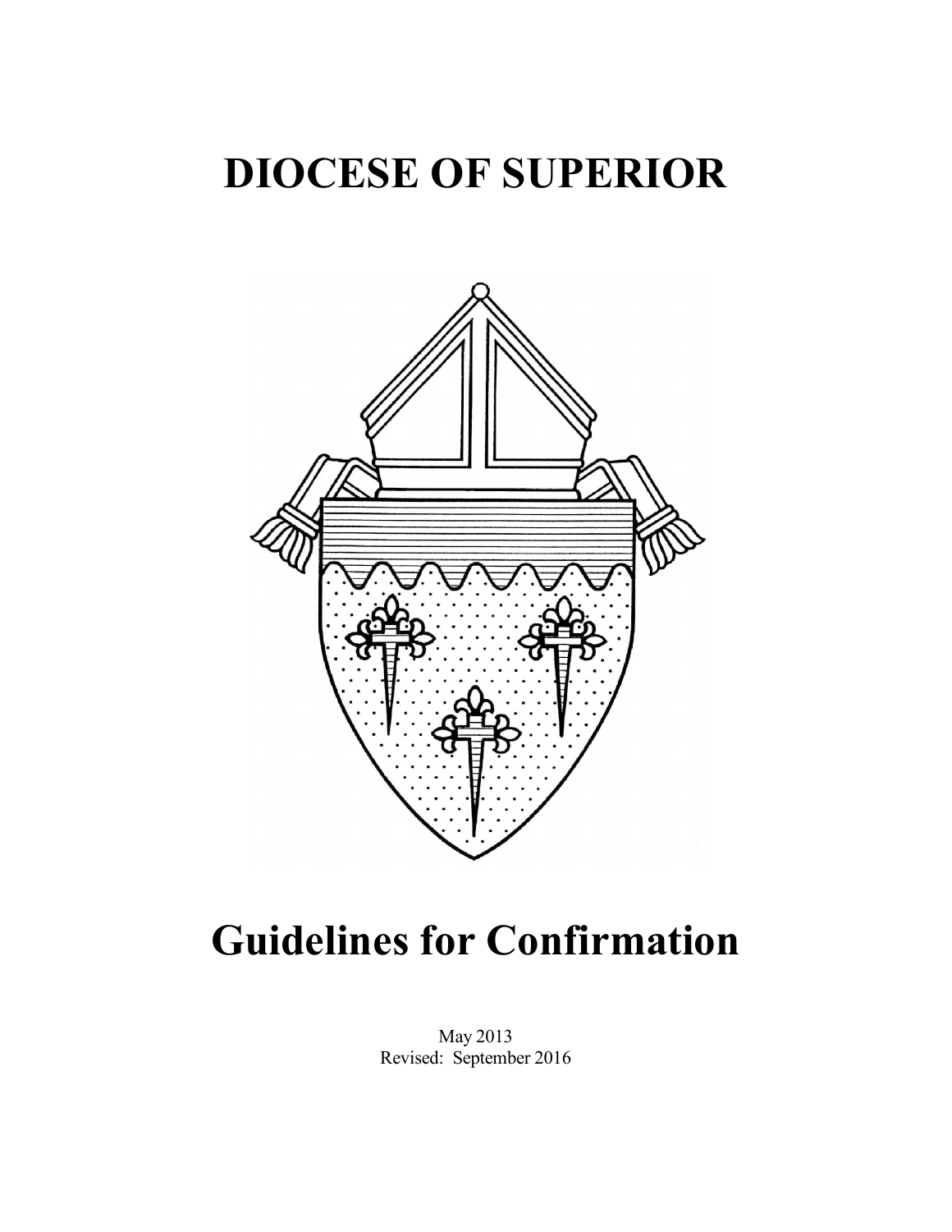# DIOCESE OF SUPERIOR

# Guidelines for Confirmation

May 2013
Revised: September 2016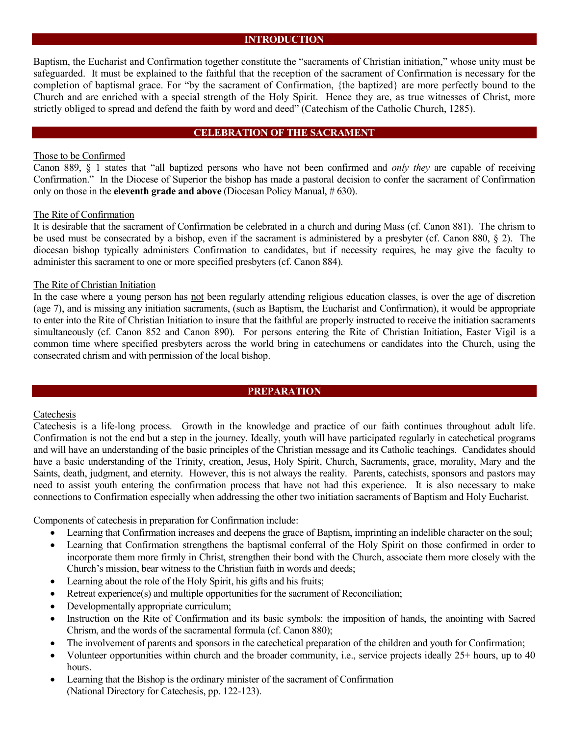## INTRODUCTION

Baptism, the Eucharist and Confirmation together constitute the "sacraments of Christian initiation," whose unity must be safeguarded. It must be explained to the faithful that the reception of the sacrament of Confirmation is necessary for the completion of baptismal grace. For "by the sacrament of Confirmation, {the baptized} are more perfectly bound to the Church and are enriched with a special strength of the Holy Spirit. Hence they are, as true witnesses of Christ, more strictly obliged to spread and defend the faith by word and deed" (Catechism of the Catholic Church, 1285).

## CELEBRATION OF THE SACRAMENT

Those to be Confirmed

Canon 889, § 1 states that "all baptized persons who have not been confirmed and *only they* are capable of receiving Confirmation." In the Diocese of Superior the bishop has made a pastoral decision to confer the sacrament of Confirmation only on those in the **eleventh grade and above** (Diocesan Policy Manual, # 630).

The Rite of Confirmation

It is desirable that the sacrament of Confirmation be celebrated in a church and during Mass (cf. Canon 881). The chrism to be used must be consecrated by a bishop, even if the sacrament is administered by a presbyter (cf. Canon 880, § 2). The diocesan bishop typically administers Confirmation to candidates, but if necessity requires, he may give the faculty to administer this sacrament to one or more specified presbyters (cf. Canon 884).

The Rite of Christian Initiation

In the case where a young person has not been regularly attending religious education classes, is over the age of discretion (age 7), and is missing any initiation sacraments, (such as Baptism, the Eucharist and Confirmation), it would be appropriate to enter into the Rite of Christian Initiation to insure that the faithful are properly instructed to receive the initiation sacraments simultaneously (cf. Canon 852 and Canon 890). For persons entering the Rite of Christian Initiation, Easter Vigil is a common time where specified presbyters across the world bring in catechumens or candidates into the Church, using the consecrated chrism and with permission of the local bishop.

## PREPARATION

Catechesis

Catechesis is a life-long process. Growth in the knowledge and practice of our faith continues throughout adult life. Confirmation is not the end but a step in the journey. Ideally, youth will have participated regularly in catechetical programs and will have an understanding of the basic principles of the Christian message and its Catholic teachings. Candidates should have a basic understanding of the Trinity, creation, Jesus, Holy Spirit, Church, Sacraments, grace, morality, Mary and the Saints, death, judgment, and eternity. However, this is not always the reality. Parents, catechists, sponsors and pastors may need to assist youth entering the confirmation process that have not had this experience. It is also necessary to make connections to Confirmation especially when addressing the other two initiation sacraments of Baptism and Holy Eucharist.

Components of catechesis in preparation for Confirmation include:

- Learning that Confirmation increases and deepens the grace of Baptism, imprinting an indelible character on the soul;
- Learning that Confirmation strengthens the baptismal conferral of the Holy Spirit on those confirmed in order to incorporate them more firmly in Christ, strengthen their bond with the Church, associate them more closely with the Church's mission, bear witness to the Christian faith in words and deeds;
- Learning about the role of the Holy Spirit, his gifts and his fruits;
- Retreat experience(s) and multiple opportunities for the sacrament of Reconciliation;
- Developmentally appropriate curriculum;
- Instruction on the Rite of Confirmation and its basic symbols: the imposition of hands, the anointing with Sacred Chrism, and the words of the sacramental formula (cf. Canon 880);
- The involvement of parents and sponsors in the catechetical preparation of the children and youth for Confirmation;
- Volunteer opportunities within church and the broader community, i.e., service projects ideally 25+ hours, up to 40 hours.
- Learning that the Bishop is the ordinary minister of the sacrament of Confirmation (National Directory for Catechesis, pp. 122-123).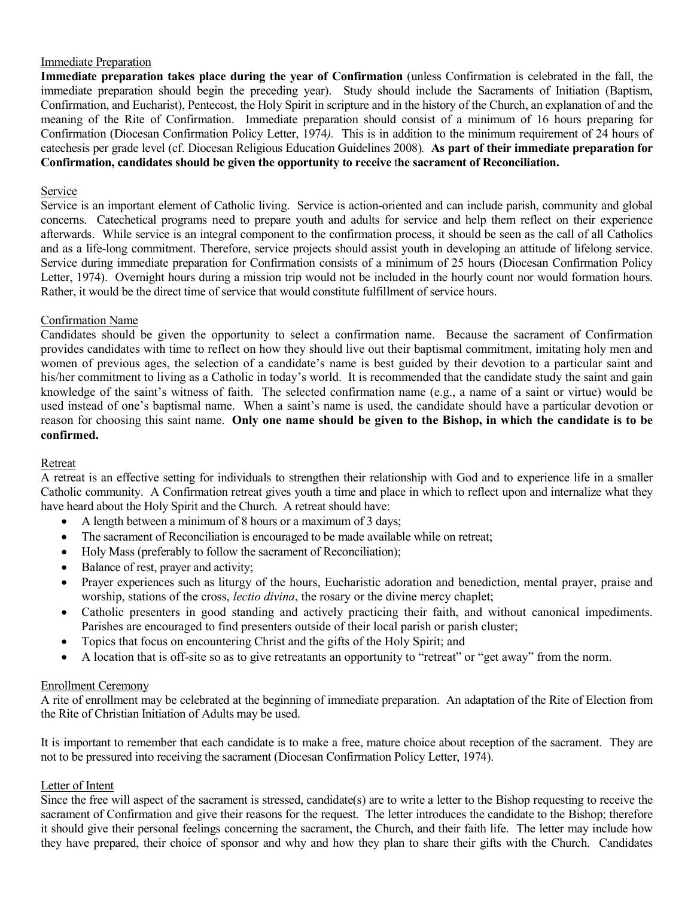## Immediate Preparation

**Immediate preparation takes place during the year of Confirmation** (unless Confirmation is celebrated in the fall, the immediate preparation should begin the preceding year). Study should include the Sacraments of Initiation (Baptism, Confirmation, and Eucharist), Pentecost, the Holy Spirit in scripture and in the history of the Church, an explanation of and the meaning of the Rite of Confirmation. Immediate preparation should consist of a minimum of 16 hours preparing for Confirmation (Diocesan Confirmation Policy Letter, 1974*)*. This is in addition to the minimum requirement of 24 hours of catechesis per grade level (cf. Diocesan Religious Education Guidelines 2008)*.* **As part of their immediate preparation for Confirmation, candidates should be given the opportunity to receive the sacrament of Reconciliation.**

## Service

Service is an important element of Catholic living. Service is action-oriented and can include parish, community and global concerns. Catechetical programs need to prepare youth and adults for service and help them reflect on their experience afterwards. While service is an integral component to the confirmation process, it should be seen as the call of all Catholics and as a life-long commitment. Therefore, service projects should assist youth in developing an attitude of lifelong service. Service during immediate preparation for Confirmation consists of a minimum of 25 hours (Diocesan Confirmation Policy Letter, 1974). Overnight hours during a mission trip would not be included in the hourly count nor would formation hours. Rather, it would be the direct time of service that would constitute fulfillment of service hours.

## Confirmation Name

Candidates should be given the opportunity to select a confirmation name. Because the sacrament of Confirmation provides candidates with time to reflect on how they should live out their baptismal commitment, imitating holy men and women of previous ages, the selection of a candidate's name is best guided by their devotion to a particular saint and his/her commitment to living as a Catholic in today's world. It is recommended that the candidate study the saint and gain knowledge of the saint's witness of faith. The selected confirmation name (e.g., a name of a saint or virtue) would be used instead of one's baptismal name. When a saint's name is used, the candidate should have a particular devotion or reason for choosing this saint name. **Only one name should be given to the Bishop, in which the candidate is to be confirmed.**

## Retreat

A retreat is an effective setting for individuals to strengthen their relationship with God and to experience life in a smaller Catholic community. A Confirmation retreat gives youth a time and place in which to reflect upon and internalize what they have heard about the Holy Spirit and the Church. A retreat should have:

- A length between a minimum of 8 hours or a maximum of 3 days;
- The sacrament of Reconciliation is encouraged to be made available while on retreat;
- Holy Mass (preferably to follow the sacrament of Reconciliation);
- Balance of rest, prayer and activity;
- Prayer experiences such as liturgy of the hours, Eucharistic adoration and benediction, mental prayer, praise and worship, stations of the cross, *lectio divina*, the rosary or the divine mercy chaplet;
- Catholic presenters in good standing and actively practicing their faith, and without canonical impediments. Parishes are encouraged to find presenters outside of their local parish or parish cluster;
- Topics that focus on encountering Christ and the gifts of the Holy Spirit; and
- A location that is off-site so as to give retreatants an opportunity to "retreat" or "get away" from the norm.

## Enrollment Ceremony

A rite of enrollment may be celebrated at the beginning of immediate preparation. An adaptation of the Rite of Election from the Rite of Christian Initiation of Adults may be used.

It is important to remember that each candidate is to make a free, mature choice about reception of the sacrament. They are not to be pressured into receiving the sacrament (Diocesan Confirmation Policy Letter, 1974).

## Letter of Intent

Since the free will aspect of the sacrament is stressed, candidate(s) are to write a letter to the Bishop requesting to receive the sacrament of Confirmation and give their reasons for the request. The letter introduces the candidate to the Bishop; therefore it should give their personal feelings concerning the sacrament, the Church, and their faith life. The letter may include how they have prepared, their choice of sponsor and why and how they plan to share their gifts with the Church. Candidates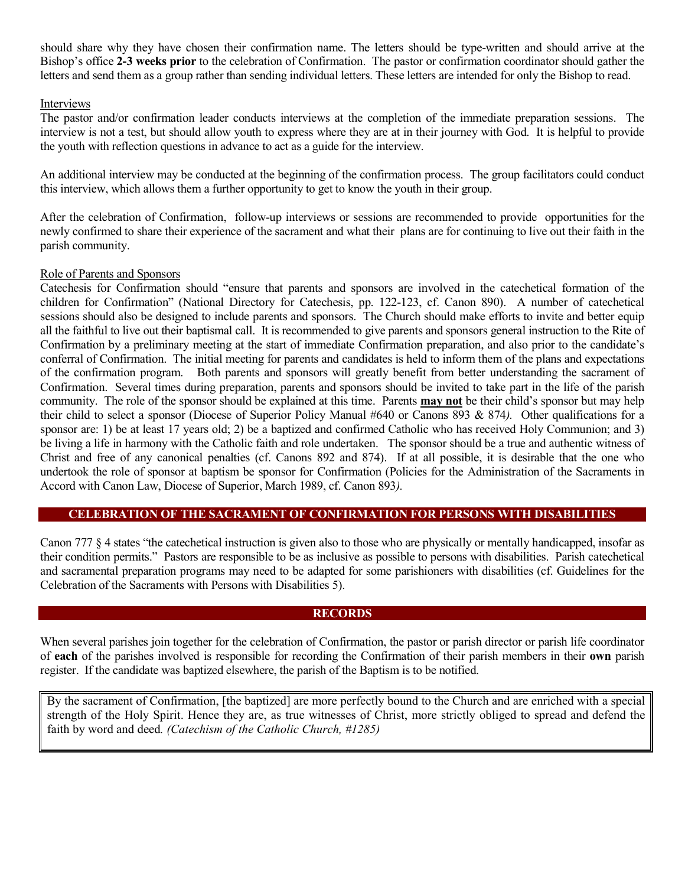should share why they have chosen their confirmation name. The letters should be type-written and should arrive at the Bishop's office **2-3 weeks prior** to the celebration of Confirmation. The pastor or confirmation coordinator should gather the letters and send them as a group rather than sending individual letters. These letters are intended for only the Bishop to read.

Interviews

The pastor and/or confirmation leader conducts interviews at the completion of the immediate preparation sessions. The interview is not a test, but should allow youth to express where they are at in their journey with God. It is helpful to provide the youth with reflection questions in advance to act as a guide for the interview.

An additional interview may be conducted at the beginning of the confirmation process. The group facilitators could conduct this interview, which allows them a further opportunity to get to know the youth in their group.

After the celebration of Confirmation, follow-up interviews or sessions are recommended to provide opportunities for the newly confirmed to share their experience of the sacrament and what their plans are for continuing to live out their faith in the parish community.

Role of Parents and Sponsors

Catechesis for Confirmation should "ensure that parents and sponsors are involved in the catechetical formation of the children for Confirmation" (National Directory for Catechesis, pp. 122-123, cf. Canon 890). A number of catechetical sessions should also be designed to include parents and sponsors. The Church should make efforts to invite and better equip all the faithful to live out their baptismal call. It is recommended to give parents and sponsors general instruction to the Rite of Confirmation by a preliminary meeting at the start of immediate Confirmation preparation, and also prior to the candidate's conferral of Confirmation. The initial meeting for parents and candidates is held to inform them of the plans and expectations of the confirmation program. Both parents and sponsors will greatly benefit from better understanding the sacrament of Confirmation. Several times during preparation, parents and sponsors should be invited to take part in the life of the parish community. The role of the sponsor should be explained at this time. Parents **may not** be their child's sponsor but may help their child to select a sponsor (Diocese of Superior Policy Manual #640 or Canons 893 & 874*).* Other qualifications for a sponsor are: 1) be at least 17 years old; 2) be a baptized and confirmed Catholic who has received Holy Communion; and 3) be living a life in harmony with the Catholic faith and role undertaken. The sponsor should be a true and authentic witness of Christ and free of any canonical penalties (cf. Canons 892 and 874). If at all possible, it is desirable that the one who undertook the role of sponsor at baptism be sponsor for Confirmation (Policies for the Administration of the Sacraments in Accord with Canon Law, Diocese of Superior, March 1989, cf. Canon 893*).*

## CELEBRATION OF THE SACRAMENT OF CONFIRMATION FOR PERSONS WITH DISABILITIES

Canon 777 § 4 states "the catechetical instruction is given also to those who are physically or mentally handicapped, insofar as their condition permits." Pastors are responsible to be as inclusive as possible to persons with disabilities. Parish catechetical and sacramental preparation programs may need to be adapted for some parishioners with disabilities (cf. Guidelines for the Celebration of the Sacraments with Persons with Disabilities 5).

## RECORDS

When several parishes join together for the celebration of Confirmation, the pastor or parish director or parish life coordinator of **each** of the parishes involved is responsible for recording the Confirmation of their parish members in their **own** parish register. If the candidate was baptized elsewhere, the parish of the Baptism is to be notified.

> By the sacrament of Confirmation, [the baptized] are more perfectly bound to the Church and are enriched with a special strength of the Holy Spirit. Hence they are, as true witnesses of Christ, more strictly obliged to spread and defend the faith by word and deed. *(Catechism of the Catholic Church, #1285)*